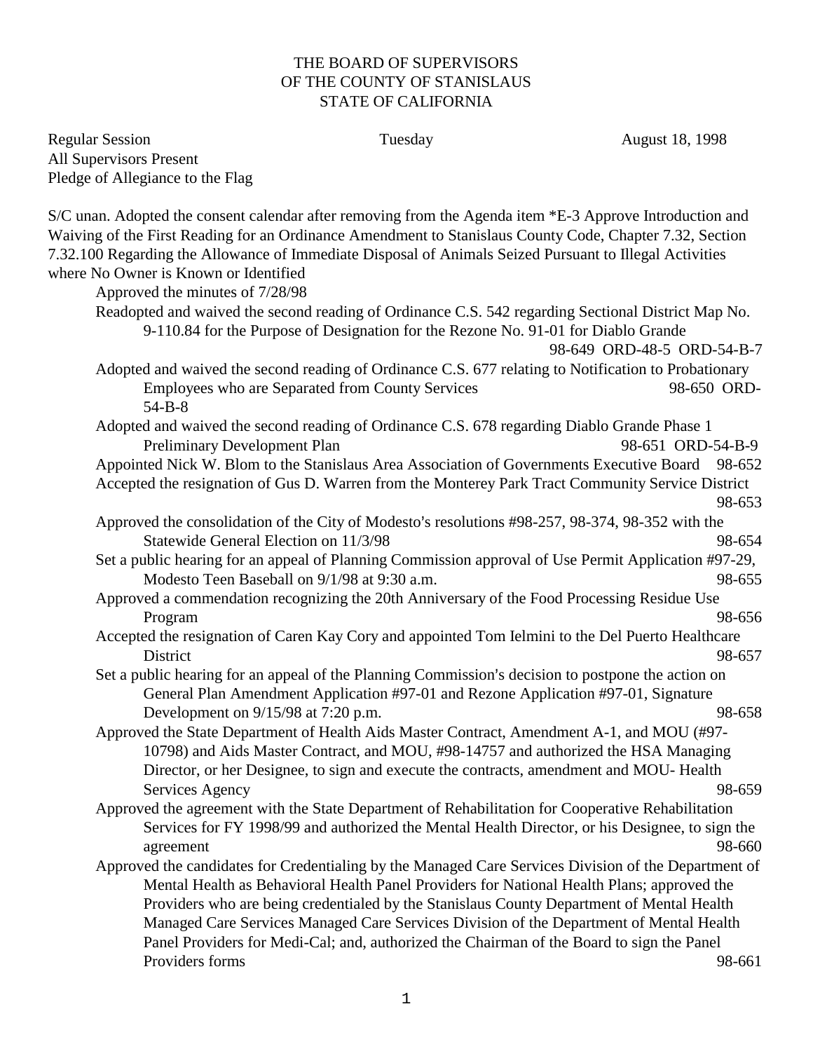THE BOARD OF SUPERVISORS
OF THE COUNTY OF STANISLAUS
STATE OF CALIFORNIA

Regular Session Tuesday August 18, 1998
All Supervisors Present
Pledge of Allegiance to the Flag

S/C unan. Adopted the consent calendar after removing from the Agenda item *E-3 Approve Introduction and Waiving of the First Reading for an Ordinance Amendment to Stanislaus County Code, Chapter 7.32, Section 7.32.100 Regarding the Allowance of Immediate Disposal of Animals Seized Pursuant to Illegal Activities where No Owner is Known or Identified

Approved the minutes of 7/28/98

Readopted and waived the second reading of Ordinance C.S. 542 regarding Sectional District Map No. 9-110.84 for the Purpose of Designation for the Rezone No. 91-01 for Diablo Grande 98-649 ORD-48-5 ORD-54-B-7

Adopted and waived the second reading of Ordinance C.S. 677 relating to Notification to Probationary Employees who are Separated from County Services 98-650 ORD-54-B-8

Adopted and waived the second reading of Ordinance C.S. 678 regarding Diablo Grande Phase 1 Preliminary Development Plan 98-651 ORD-54-B-9

Appointed Nick W. Blom to the Stanislaus Area Association of Governments Executive Board 98-652

Accepted the resignation of Gus D. Warren from the Monterey Park Tract Community Service District 98-653

Approved the consolidation of the City of Modesto's resolutions #98-257, 98-374, 98-352 with the Statewide General Election on 11/3/98 98-654

Set a public hearing for an appeal of Planning Commission approval of Use Permit Application #97-29, Modesto Teen Baseball on 9/1/98 at 9:30 a.m. 98-655

Approved a commendation recognizing the 20th Anniversary of the Food Processing Residue Use Program 98-656

Accepted the resignation of Caren Kay Cory and appointed Tom Ielmini to the Del Puerto Healthcare District 98-657

Set a public hearing for an appeal of the Planning Commission's decision to postpone the action on General Plan Amendment Application #97-01 and Rezone Application #97-01, Signature Development on 9/15/98 at 7:20 p.m. 98-658

Approved the State Department of Health Aids Master Contract, Amendment A-1, and MOU (#97-10798) and Aids Master Contract, and MOU, #98-14757 and authorized the HSA Managing Director, or her Designee, to sign and execute the contracts, amendment and MOU- Health Services Agency 98-659

Approved the agreement with the State Department of Rehabilitation for Cooperative Rehabilitation Services for FY 1998/99 and authorized the Mental Health Director, or his Designee, to sign the agreement 98-660

Approved the candidates for Credentialing by the Managed Care Services Division of the Department of Mental Health as Behavioral Health Panel Providers for National Health Plans; approved the Providers who are being credentialed by the Stanislaus County Department of Mental Health Managed Care Services Managed Care Services Division of the Department of Mental Health Panel Providers for Medi-Cal; and, authorized the Chairman of the Board to sign the Panel Providers forms 98-661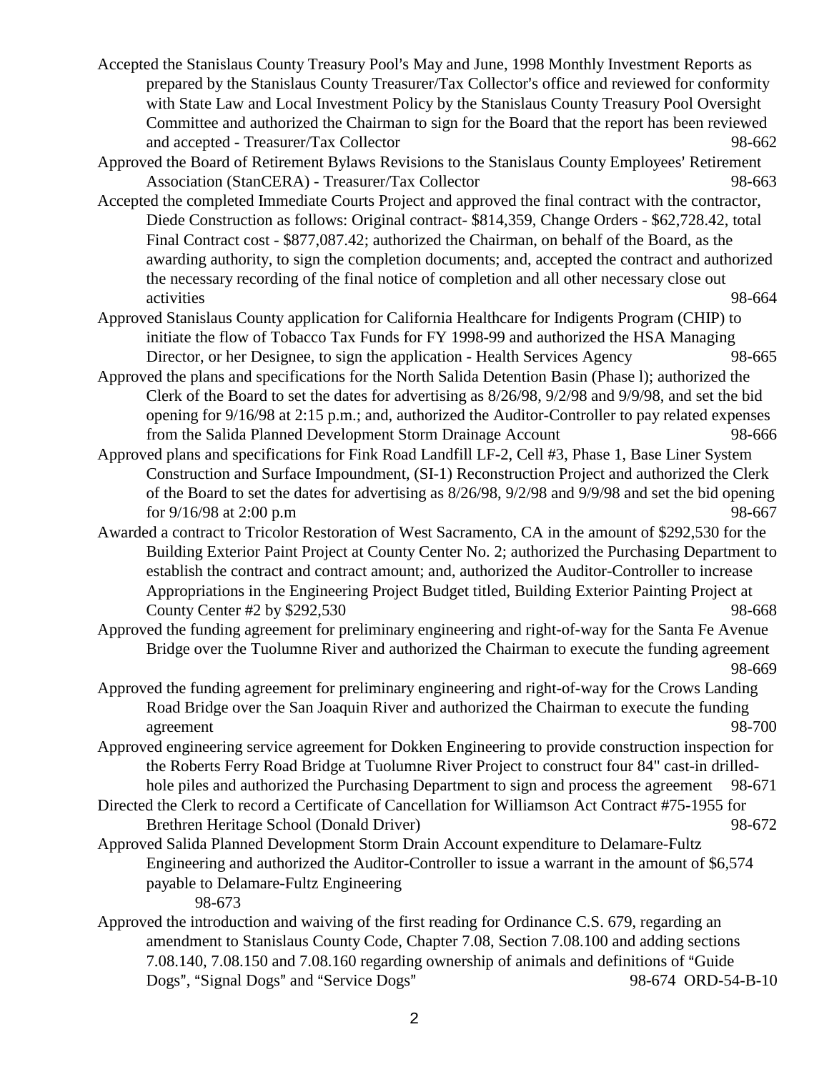Accepted the Stanislaus County Treasury Pool's May and June, 1998 Monthly Investment Reports as prepared by the Stanislaus County Treasurer/Tax Collector's office and reviewed for conformity with State Law and Local Investment Policy by the Stanislaus County Treasury Pool Oversight Committee and authorized the Chairman to sign for the Board that the report has been reviewed and accepted - Treasurer/Tax Collector 98-662

Approved the Board of Retirement Bylaws Revisions to the Stanislaus County Employees' Retirement Association (StanCERA) - Treasurer/Tax Collector 98-663

Accepted the completed Immediate Courts Project and approved the final contract with the contractor, Diede Construction as follows: Original contract- $814,359, Change Orders - $62,728.42, total Final Contract cost - $877,087.42; authorized the Chairman, on behalf of the Board, as the awarding authority, to sign the completion documents; and, accepted the contract and authorized the necessary recording of the final notice of completion and all other necessary close out activities 98-664

Approved Stanislaus County application for California Healthcare for Indigents Program (CHIP) to initiate the flow of Tobacco Tax Funds for FY 1998-99 and authorized the HSA Managing Director, or her Designee, to sign the application - Health Services Agency 98-665

Approved the plans and specifications for the North Salida Detention Basin (Phase l); authorized the Clerk of the Board to set the dates for advertising as 8/26/98, 9/2/98 and 9/9/98, and set the bid opening for 9/16/98 at 2:15 p.m.; and, authorized the Auditor-Controller to pay related expenses from the Salida Planned Development Storm Drainage Account 98-666

Approved plans and specifications for Fink Road Landfill LF-2, Cell #3, Phase 1, Base Liner System Construction and Surface Impoundment, (SI-1) Reconstruction Project and authorized the Clerk of the Board to set the dates for advertising as 8/26/98, 9/2/98 and 9/9/98 and set the bid opening for 9/16/98 at 2:00 p.m 98-667

Awarded a contract to Tricolor Restoration of West Sacramento, CA in the amount of $292,530 for the Building Exterior Paint Project at County Center No. 2; authorized the Purchasing Department to establish the contract and contract amount; and, authorized the Auditor-Controller to increase Appropriations in the Engineering Project Budget titled, Building Exterior Painting Project at County Center #2 by $292,530 98-668

Approved the funding agreement for preliminary engineering and right-of-way for the Santa Fe Avenue Bridge over the Tuolumne River and authorized the Chairman to execute the funding agreement 98-669

Approved the funding agreement for preliminary engineering and right-of-way for the Crows Landing Road Bridge over the San Joaquin River and authorized the Chairman to execute the funding agreement 98-700

Approved engineering service agreement for Dokken Engineering to provide construction inspection for the Roberts Ferry Road Bridge at Tuolumne River Project to construct four 84" cast-in drilled-hole piles and authorized the Purchasing Department to sign and process the agreement 98-671

Directed the Clerk to record a Certificate of Cancellation for Williamson Act Contract #75-1955 for Brethren Heritage School (Donald Driver) 98-672

Approved Salida Planned Development Storm Drain Account expenditure to Delamare-Fultz Engineering and authorized the Auditor-Controller to issue a warrant in the amount of $6,574 payable to Delamare-Fultz Engineering 98-673

Approved the introduction and waiving of the first reading for Ordinance C.S. 679, regarding an amendment to Stanislaus County Code, Chapter 7.08, Section 7.08.100 and adding sections 7.08.140, 7.08.150 and 7.08.160 regarding ownership of animals and definitions of "Guide Dogs", "Signal Dogs" and "Service Dogs" 98-674 ORD-54-B-10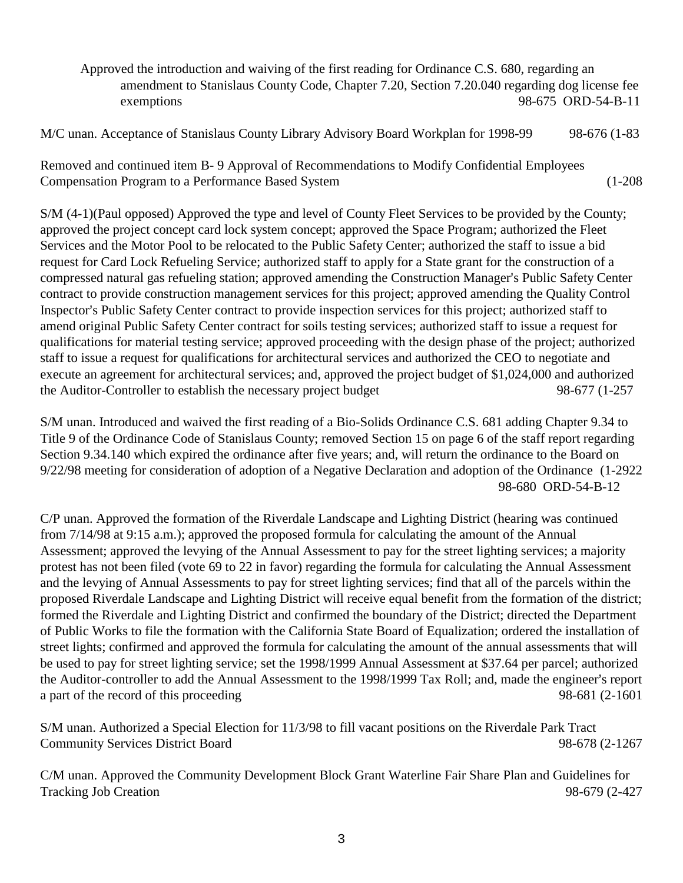Approved the introduction and waiving of the first reading for Ordinance C.S. 680, regarding an amendment to Stanislaus County Code, Chapter 7.20, Section 7.20.040 regarding dog license fee exemptions 98-675 ORD-54-B-11

M/C unan. Acceptance of Stanislaus County Library Advisory Board Workplan for 1998-99 98-676 (1-83

Removed and continued item B- 9 Approval of Recommendations to Modify Confidential Employees Compensation Program to a Performance Based System (1-208

S/M (4-1)(Paul opposed) Approved the type and level of County Fleet Services to be provided by the County; approved the project concept card lock system concept; approved the Space Program; authorized the Fleet Services and the Motor Pool to be relocated to the Public Safety Center; authorized the staff to issue a bid request for Card Lock Refueling Service; authorized staff to apply for a State grant for the construction of a compressed natural gas refueling station; approved amending the Construction Manager's Public Safety Center contract to provide construction management services for this project; approved amending the Quality Control Inspector's Public Safety Center contract to provide inspection services for this project; authorized staff to amend original Public Safety Center contract for soils testing services; authorized staff to issue a request for qualifications for material testing service; approved proceeding with the design phase of the project; authorized staff to issue a request for qualifications for architectural services and authorized the CEO to negotiate and execute an agreement for architectural services; and, approved the project budget of $1,024,000 and authorized the Auditor-Controller to establish the necessary project budget 98-677 (1-257

S/M unan. Introduced and waived the first reading of a Bio-Solids Ordinance C.S. 681 adding Chapter 9.34 to Title 9 of the Ordinance Code of Stanislaus County; removed Section 15 on page 6 of the staff report regarding Section 9.34.140 which expired the ordinance after five years; and, will return the ordinance to the Board on 9/22/98 meeting for consideration of adoption of a Negative Declaration and adoption of the Ordinance (1-2922 98-680 ORD-54-B-12

C/P unan. Approved the formation of the Riverdale Landscape and Lighting District (hearing was continued from 7/14/98 at 9:15 a.m.); approved the proposed formula for calculating the amount of the Annual Assessment; approved the levying of the Annual Assessment to pay for the street lighting services; a majority protest has not been filed (vote 69 to 22 in favor) regarding the formula for calculating the Annual Assessment and the levying of Annual Assessments to pay for street lighting services; find that all of the parcels within the proposed Riverdale Landscape and Lighting District will receive equal benefit from the formation of the district; formed the Riverdale and Lighting District and confirmed the boundary of the District; directed the Department of Public Works to file the formation with the California State Board of Equalization; ordered the installation of street lights; confirmed and approved the formula for calculating the amount of the annual assessments that will be used to pay for street lighting service; set the 1998/1999 Annual Assessment at $37.64 per parcel; authorized the Auditor-controller to add the Annual Assessment to the 1998/1999 Tax Roll; and, made the engineer's report a part of the record of this proceeding 98-681 (2-1601

S/M unan. Authorized a Special Election for 11/3/98 to fill vacant positions on the Riverdale Park Tract Community Services District Board 98-678 (2-1267

C/M unan. Approved the Community Development Block Grant Waterline Fair Share Plan and Guidelines for Tracking Job Creation 98-679 (2-427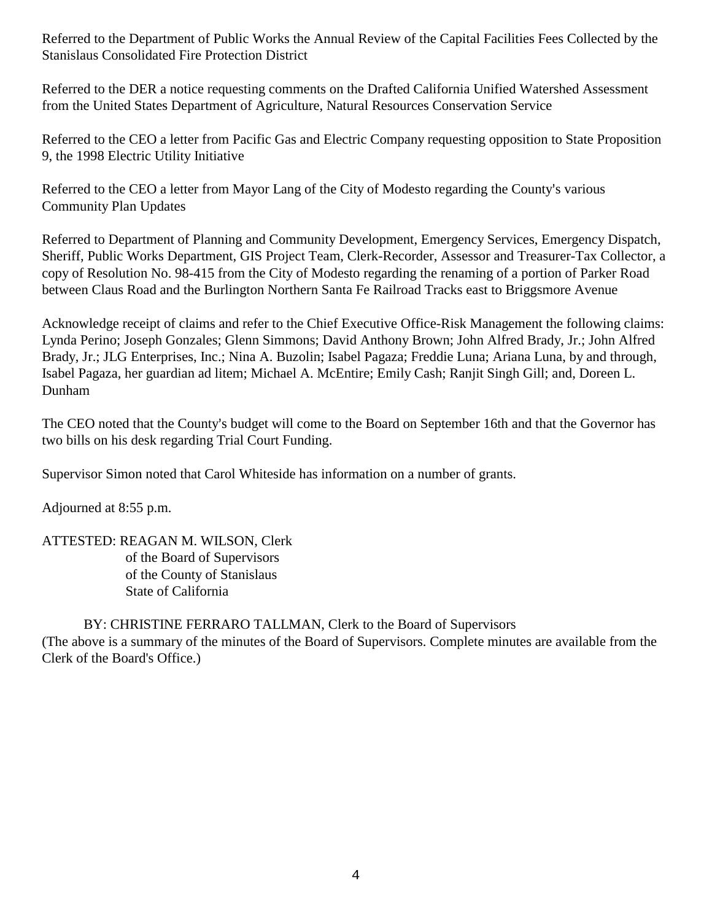Referred to the Department of Public Works the Annual Review of the Capital Facilities Fees Collected by the Stanislaus Consolidated Fire Protection District

Referred to the DER a notice requesting comments on the Drafted California Unified Watershed Assessment from the United States Department of Agriculture, Natural Resources Conservation Service

Referred to the CEO a letter from Pacific Gas and Electric Company requesting opposition to State Proposition 9, the 1998 Electric Utility Initiative

Referred to the CEO a letter from Mayor Lang of the City of Modesto regarding the County's various Community Plan Updates

Referred to Department of Planning and Community Development, Emergency Services, Emergency Dispatch, Sheriff, Public Works Department, GIS Project Team, Clerk-Recorder, Assessor and Treasurer-Tax Collector, a copy of Resolution No. 98-415 from the City of Modesto regarding the renaming of a portion of Parker Road between Claus Road and the Burlington Northern Santa Fe Railroad Tracks east to Briggsmore Avenue

Acknowledge receipt of claims and refer to the Chief Executive Office-Risk Management the following claims: Lynda Perino; Joseph Gonzales; Glenn Simmons; David Anthony Brown; John Alfred Brady, Jr.; John Alfred Brady, Jr.; JLG Enterprises, Inc.; Nina A. Buzolin; Isabel Pagaza; Freddie Luna; Ariana Luna, by and through, Isabel Pagaza, her guardian ad litem; Michael A. McEntire; Emily Cash; Ranjit Singh Gill; and, Doreen L. Dunham

The CEO noted that the County's budget will come to the Board on September 16th and that the Governor has two bills on his desk regarding Trial Court Funding.

Supervisor Simon noted that Carol Whiteside has information on a number of grants.

Adjourned at 8:55 p.m.

ATTESTED: REAGAN M. WILSON, Clerk
of the Board of Supervisors
of the County of Stanislaus
State of California

BY: CHRISTINE FERRARO TALLMAN, Clerk to the Board of Supervisors
(The above is a summary of the minutes of the Board of Supervisors. Complete minutes are available from the Clerk of the Board's Office.)